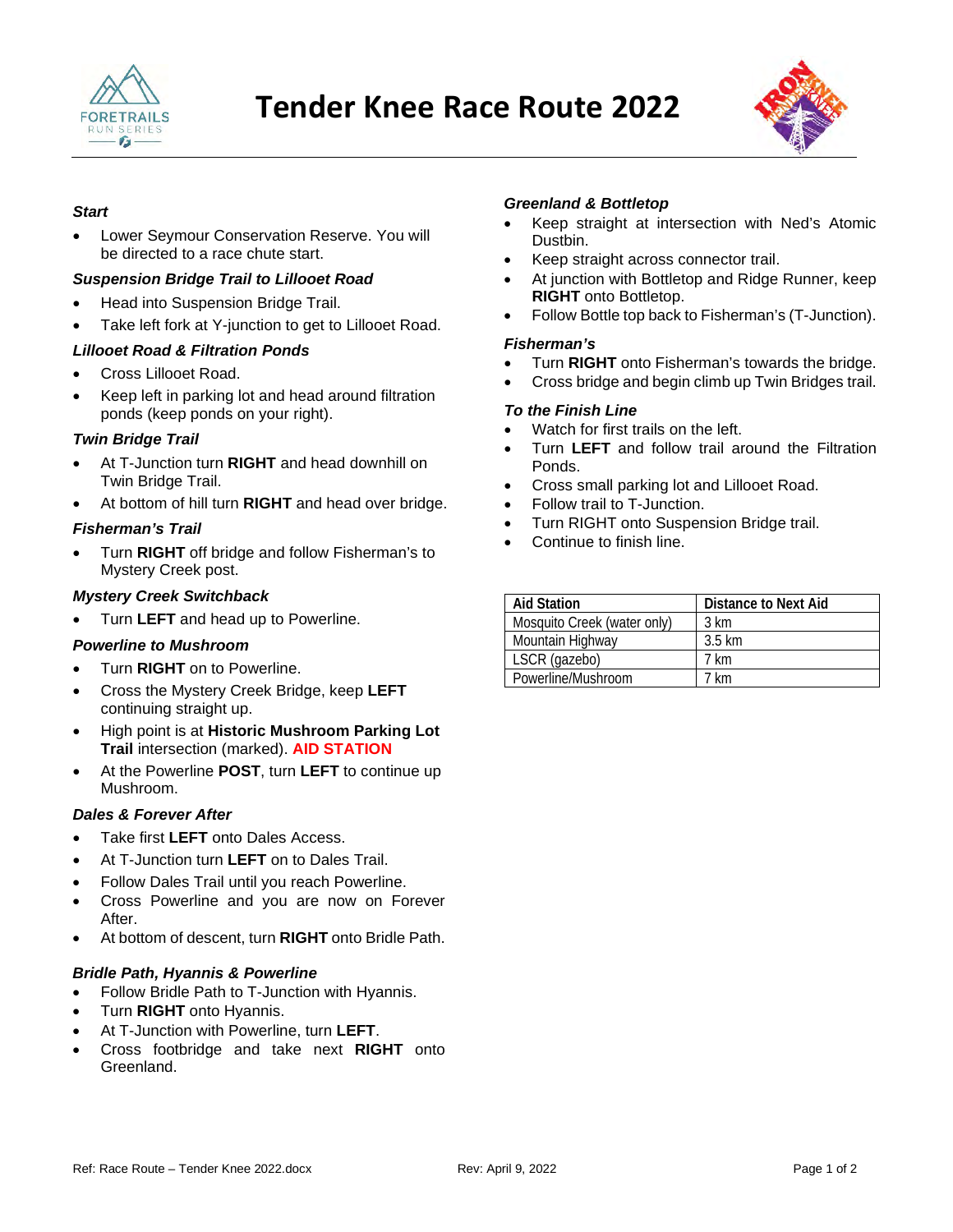# Tender Knee Race Route 2022

### *Start*

- Lower Seymour Conservation Reserve. You will be directed to a race chute start.

### *Suspension Bridge Trail to Lillooet Road*

- Head into Suspension Bridge Trail.
- Take left fork at Y-junction to get to Lillooet Road.

### *Lillooet Road & Filtration Ponds*

- Cross Lillooet Road.
- Keep left in parking lot and head around filtration ponds (keep ponds on your right).

### *Twin Bridge Trail*

- At T-Junction turn **RIGHT** and head downhill on Twin Bridge Trail.
- At bottom of hill turn **RIGHT** and head over bridge.

### *Fisherman's Trail*

- Turn **RIGHT** off bridge and follow Fisherman's to Mystery Creek post.

### *Mystery Creek Switchback*

- Turn **LEFT** and head up to Powerline.

### *Powerline to Mushroom*

- Turn **RIGHT** on to Powerline.
- Cross the Mystery Creek Bridge, keep **LEFT** continuing straight up.
- High point is at **Historic Mushroom Parking Lot Trail** intersection (marked). **AID STATION**
- At the Powerline **POST**, turn **LEFT** to continue up Mushroom.

### *Dales & Forever After*

- Take first **LEFT** onto Dales Access.
- At T-Junction turn **LEFT** on to Dales Trail.
- Follow Dales Trail until you reach Powerline.
- Cross Powerline and you are now on Forever After.
- At bottom of descent, turn **RIGHT** onto Bridle Path.

### *Bridle Path, Hyannis & Powerline*

- Follow Bridle Path to T-Junction with Hyannis.
- Turn **RIGHT** onto Hyannis.
- At T-Junction with Powerline, turn **LEFT**.
- Cross footbridge and take next **RIGHT** onto Greenland.

### *Greenland & Bottletop*

- Keep straight at intersection with Ned's Atomic Dustbin.
- Keep straight across connector trail.
- At junction with Bottletop and Ridge Runner, keep **RIGHT** onto Bottletop.
- Follow Bottle top back to Fisherman's (T-Junction).

### *Fisherman's*

- Turn **RIGHT** onto Fisherman's towards the bridge.
- Cross bridge and begin climb up Twin Bridges trail.

### *To the Finish Line*

- Watch for first trails on the left.
- Turn **LEFT** and follow trail around the Filtration Ponds.
- Cross small parking lot and Lillooet Road.
- Follow trail to T-Junction.
- Turn RIGHT onto Suspension Bridge trail.
- Continue to finish line.

| Aid Station | Distance to Next Aid |
|---|---|
| Mosquito Creek (water only) | 3 km |
| Mountain Highway | 3.5 km |
| LSCR (gazebo) | 7 km |
| Powerline/Mushroom | 7 km |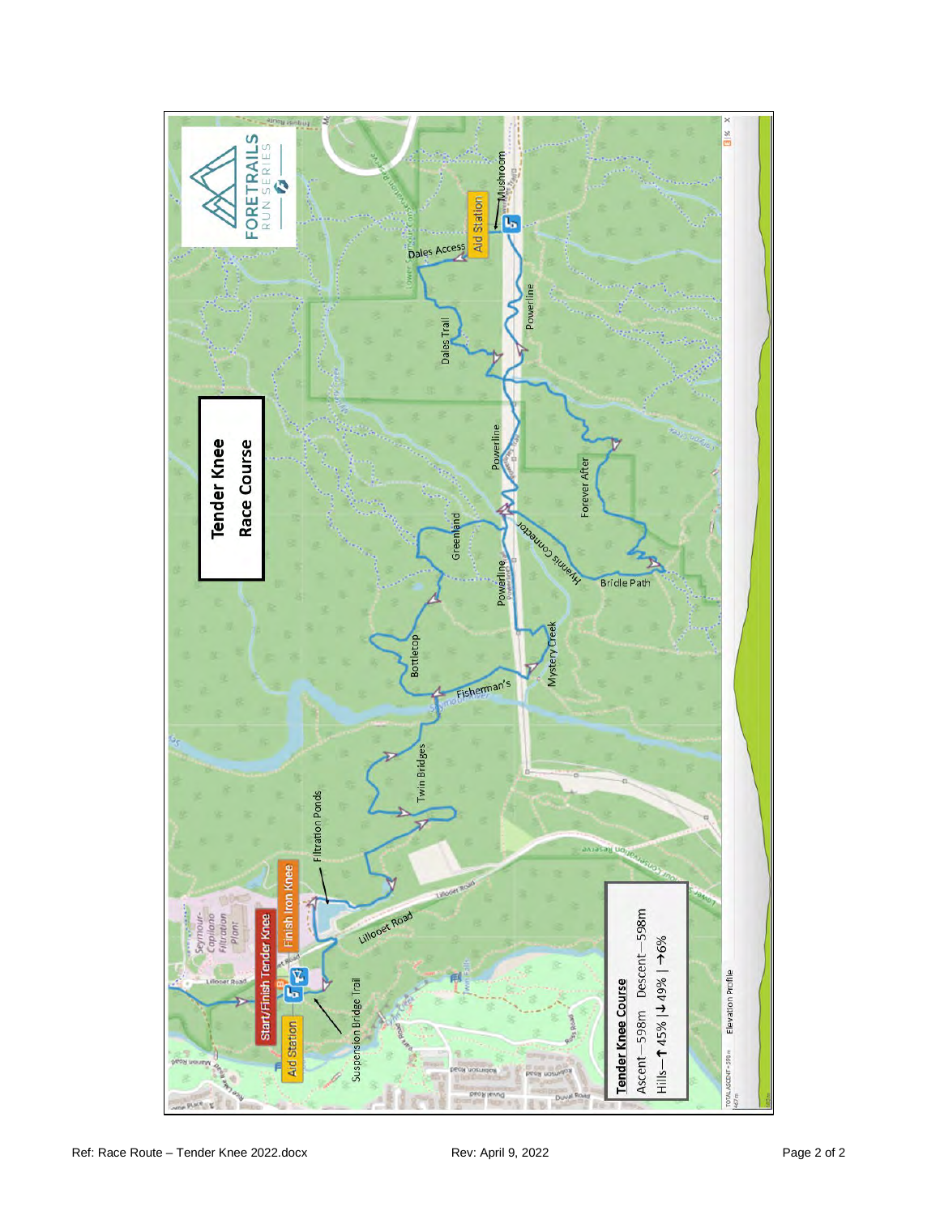# Tender Knee Race Course

FORETRAILS RUN SERIES

Start/Finish Tender Knee

Finish Iron Knee

Aid Station

Suspension Bridge Trail

Filtration Ponds

Lillooet Road

Twin Bridges

Fisherman's

Bottletop

Mystery Creek

Greenland

Powerline

Hyannis Connector

Bridle Path

Forever After

Dales Trail

Dales Access

Aid Station

Mushroom

**Tender Knee Course**

Ascent – 598m Descent – 598m

Hills – ↑ 45% | ↓ 49% | → 6%

Elevation Profile